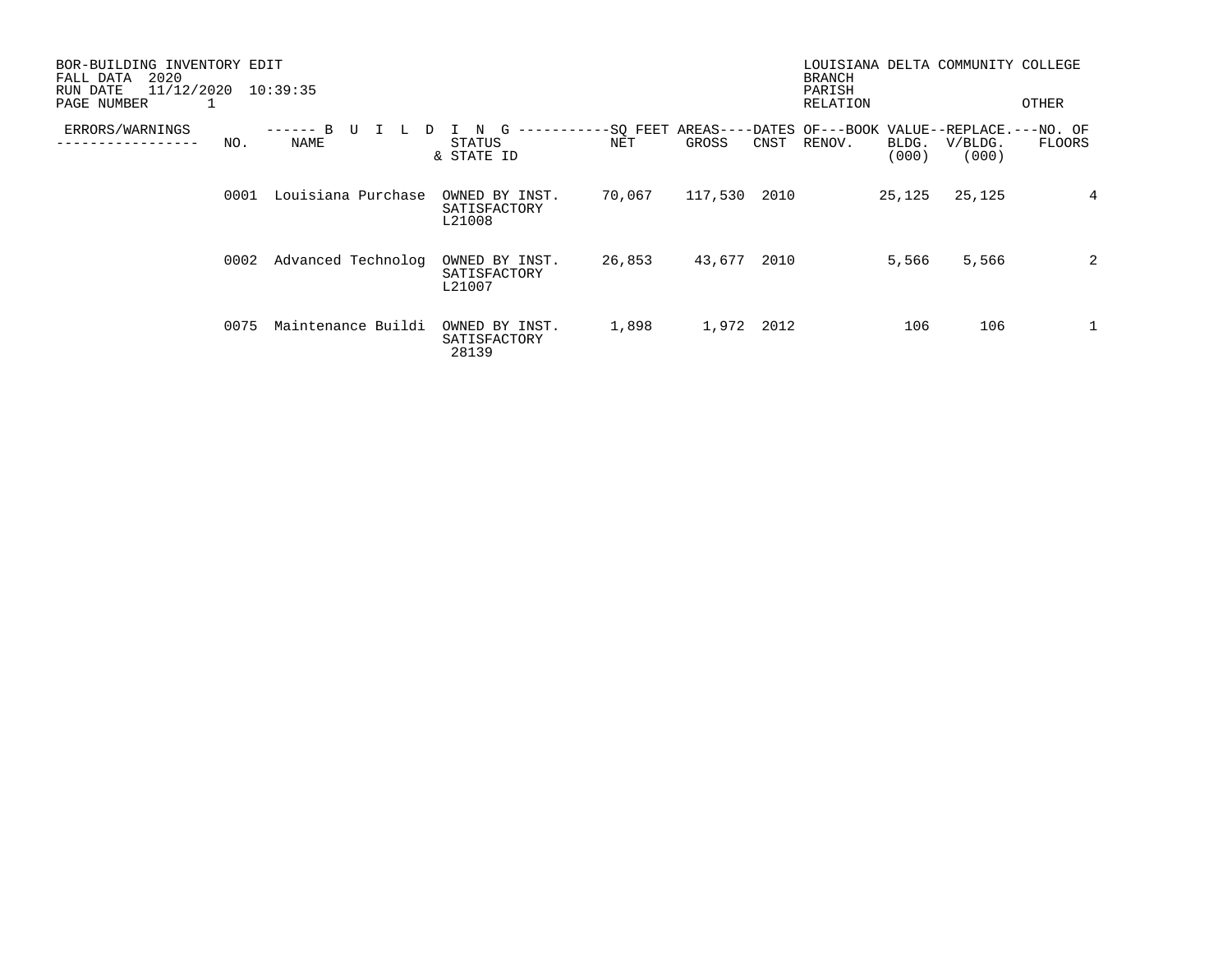BOR-BUILDING INVENTORY EDIT
FALL DATA 2020
RUN DATE 11/12/2020 10:39:35
PAGE NUMBER 1

LOUISIANA DELTA COMMUNITY COLLEGE
BRANCH
PARISH
RELATION OTHER

| ERRORS/WARNINGS | ------ B U I L D I N G ----------- | | | -SQ FEET AREAS---- | | -DATES OF--- | | -BOOK VALUE-- | REPLACE.--- | NO. OF |
|---|---|---|---|---|---|---|---|---|---|---|
| ----------------- | NO. | NAME | STATUS & STATE ID | NET | GROSS | CNST | RENOV. | BLDG. (000) | V/BLDG. (000) | FLOORS |
| | 0001 | Louisiana Purchase | OWNED BY INST. SATISFACTORY L21008 | 70,067 | 117,530 | 2010 | | 25,125 | 25,125 | 4 |
| | 0002 | Advanced Technolog | OWNED BY INST. SATISFACTORY L21007 | 26,853 | 43,677 | 2010 | | 5,566 | 5,566 | 2 |
| | 0075 | Maintenance Buildi | OWNED BY INST. SATISFACTORY 28139 | 1,898 | 1,972 | 2012 | | 106 | 106 | 1 |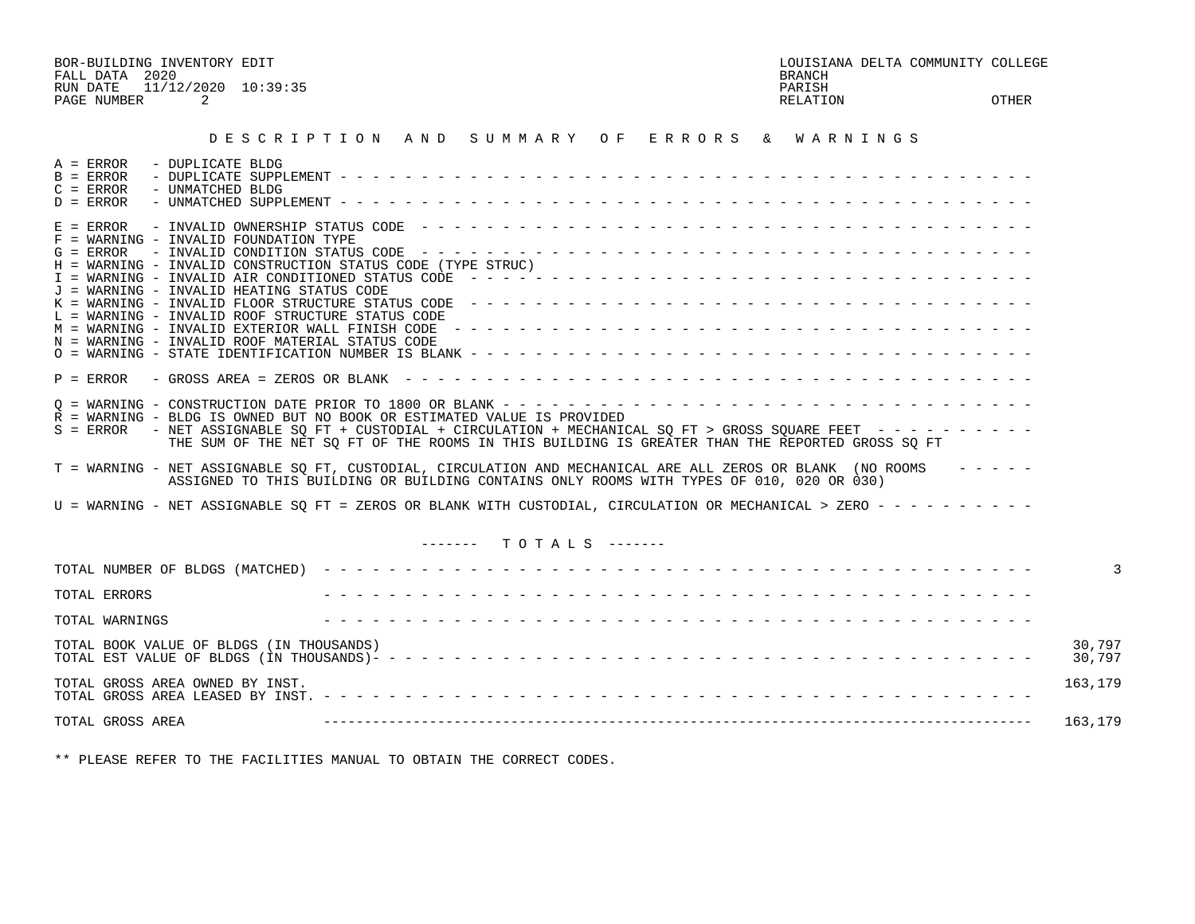BOR-BUILDING INVENTORY EDIT
FALL DATA 2020
RUN DATE 11/12/2020 10:39:35
PAGE NUMBER 2

LOUISIANA DELTA COMMUNITY COLLEGE
BRANCH
PARISH
RELATION OTHER

## D E S C R I P T I O N  A N D  S U M M A R Y  O F  E R R O R S & W A R N I N G S

A = ERROR - DUPLICATE BLDG
B = ERROR - DUPLICATE SUPPLEMENT
C = ERROR - UNMATCHED BLDG
D = ERROR - UNMATCHED SUPPLEMENT

E = ERROR - INVALID OWNERSHIP STATUS CODE
F = WARNING - INVALID FOUNDATION TYPE
G = ERROR - INVALID CONDITION STATUS CODE
H = WARNING - INVALID CONSTRUCTION STATUS CODE (TYPE STRUC)
I = WARNING - INVALID AIR CONDITIONED STATUS CODE
J = WARNING - INVALID HEATING STATUS CODE
K = WARNING - INVALID FLOOR STRUCTURE STATUS CODE
L = WARNING - INVALID ROOF STRUCTURE STATUS CODE
M = WARNING - INVALID EXTERIOR WALL FINISH CODE
N = WARNING - INVALID ROOF MATERIAL STATUS CODE
O = WARNING - STATE IDENTIFICATION NUMBER IS BLANK

P = ERROR - GROSS AREA = ZEROS OR BLANK

Q = WARNING - CONSTRUCTION DATE PRIOR TO 1800 OR BLANK
R = WARNING - BLDG IS OWNED BUT NO BOOK OR ESTIMATED VALUE IS PROVIDED
S = ERROR - NET ASSIGNABLE SQ FT + CUSTODIAL + CIRCULATION + MECHANICAL SQ FT > GROSS SQUARE FEET
THE SUM OF THE NET SQ FT OF THE ROOMS IN THIS BUILDING IS GREATER THAN THE REPORTED GROSS SQ FT

T = WARNING - NET ASSIGNABLE SQ FT, CUSTODIAL, CIRCULATION AND MECHANICAL ARE ALL ZEROS OR BLANK (NO ROOMS ASSIGNED TO THIS BUILDING OR BUILDING CONTAINS ONLY ROOMS WITH TYPES OF 010, 020 OR 030)

U = WARNING - NET ASSIGNABLE SQ FT = ZEROS OR BLANK WITH CUSTODIAL, CIRCULATION OR MECHANICAL > ZERO

## ------- T O T A L S -------

| | |
|---|---|
| TOTAL NUMBER OF BLDGS (MATCHED) | 3 |
| TOTAL ERRORS | |
| TOTAL WARNINGS | |
| TOTAL BOOK VALUE OF BLDGS (IN THOUSANDS) | 30,797 |
| TOTAL EST VALUE OF BLDGS (IN THOUSANDS) | 30,797 |
| TOTAL GROSS AREA OWNED BY INST. | 163,179 |
| TOTAL GROSS AREA LEASED BY INST. | |
| TOTAL GROSS AREA | 163,179 |

** PLEASE REFER TO THE FACILITIES MANUAL TO OBTAIN THE CORRECT CODES.